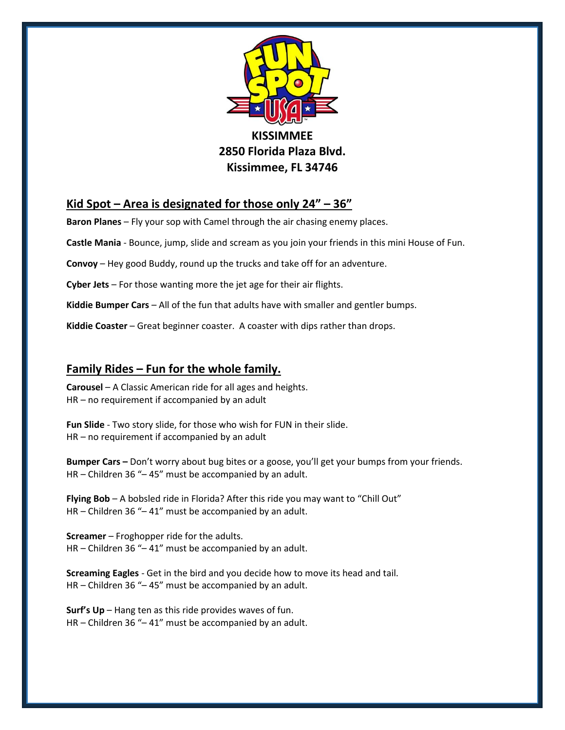# KISSIMMEE
# 2850 Florida Plaza Blvd.
# Kissimmee, FL 34746

## Kid Spot – Area is designated for those only 24" – 36"

**Baron Planes** – Fly your sop with Camel through the air chasing enemy places.

**Castle Mania** - Bounce, jump, slide and scream as you join your friends in this mini House of Fun.

**Convoy** – Hey good Buddy, round up the trucks and take off for an adventure.

**Cyber Jets** – For those wanting more the jet age for their air flights.

**Kiddie Bumper Cars** – All of the fun that adults have with smaller and gentler bumps.

**Kiddie Coaster** – Great beginner coaster. A coaster with dips rather than drops.

## Family Rides – Fun for the whole family.

**Carousel** – A Classic American ride for all ages and heights.
HR – no requirement if accompanied by an adult

**Fun Slide** - Two story slide, for those who wish for FUN in their slide.
HR – no requirement if accompanied by an adult

**Bumper Cars –** Don't worry about bug bites or a goose, you'll get your bumps from your friends.
HR – Children 36 "– 45" must be accompanied by an adult.

**Flying Bob** – A bobsled ride in Florida? After this ride you may want to "Chill Out"
HR – Children 36 "– 41" must be accompanied by an adult.

**Screamer** – Froghopper ride for the adults.
HR – Children 36 "– 41" must be accompanied by an adult.

**Screaming Eagles** - Get in the bird and you decide how to move its head and tail.
HR – Children 36 "– 45" must be accompanied by an adult.

**Surf's Up** – Hang ten as this ride provides waves of fun.
HR – Children 36 "– 41" must be accompanied by an adult.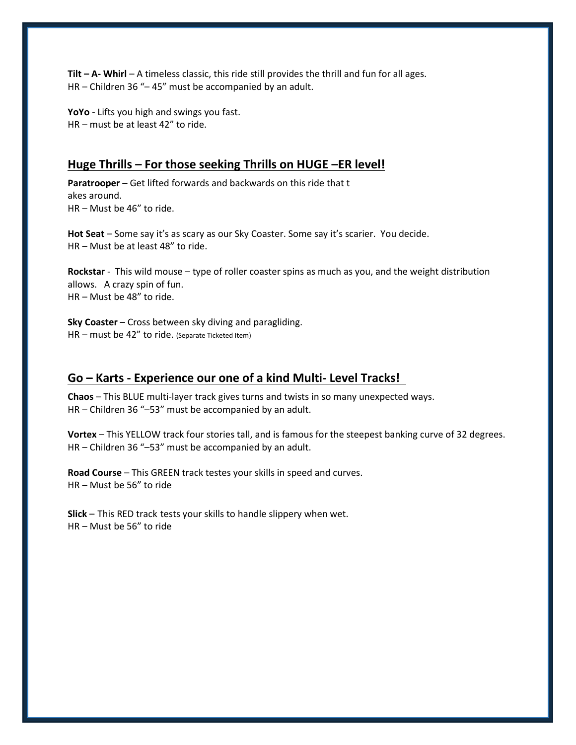**Tilt – A- Whirl** – A timeless classic, this ride still provides the thrill and fun for all ages.
HR – Children 36 "– 45" must be accompanied by an adult.

**YoYo** - Lifts you high and swings you fast.
HR – must be at least 42" to ride.

## Huge Thrills – For those seeking Thrills on HUGE –ER level!

**Paratrooper** – Get lifted forwards and backwards on this ride that t
akes around.
HR – Must be 46" to ride.

**Hot Seat** – Some say it's as scary as our Sky Coaster. Some say it's scarier. You decide.
HR – Must be at least 48" to ride.

**Rockstar** - This wild mouse – type of roller coaster spins as much as you, and the weight distribution allows. A crazy spin of fun.
HR – Must be 48" to ride.

**Sky Coaster** – Cross between sky diving and paragliding.
HR – must be 42" to ride. (Separate Ticketed Item)

## Go – Karts - Experience our one of a kind Multi- Level Tracks!

**Chaos** – This BLUE multi-layer track gives turns and twists in so many unexpected ways.
HR – Children 36 "–53" must be accompanied by an adult.

**Vortex** – This YELLOW track four stories tall, and is famous for the steepest banking curve of 32 degrees.
HR – Children 36 "–53" must be accompanied by an adult.

**Road Course** – This GREEN track testes your skills in speed and curves.
HR – Must be 56" to ride

**Slick** – This RED track tests your skills to handle slippery when wet.
HR – Must be 56" to ride